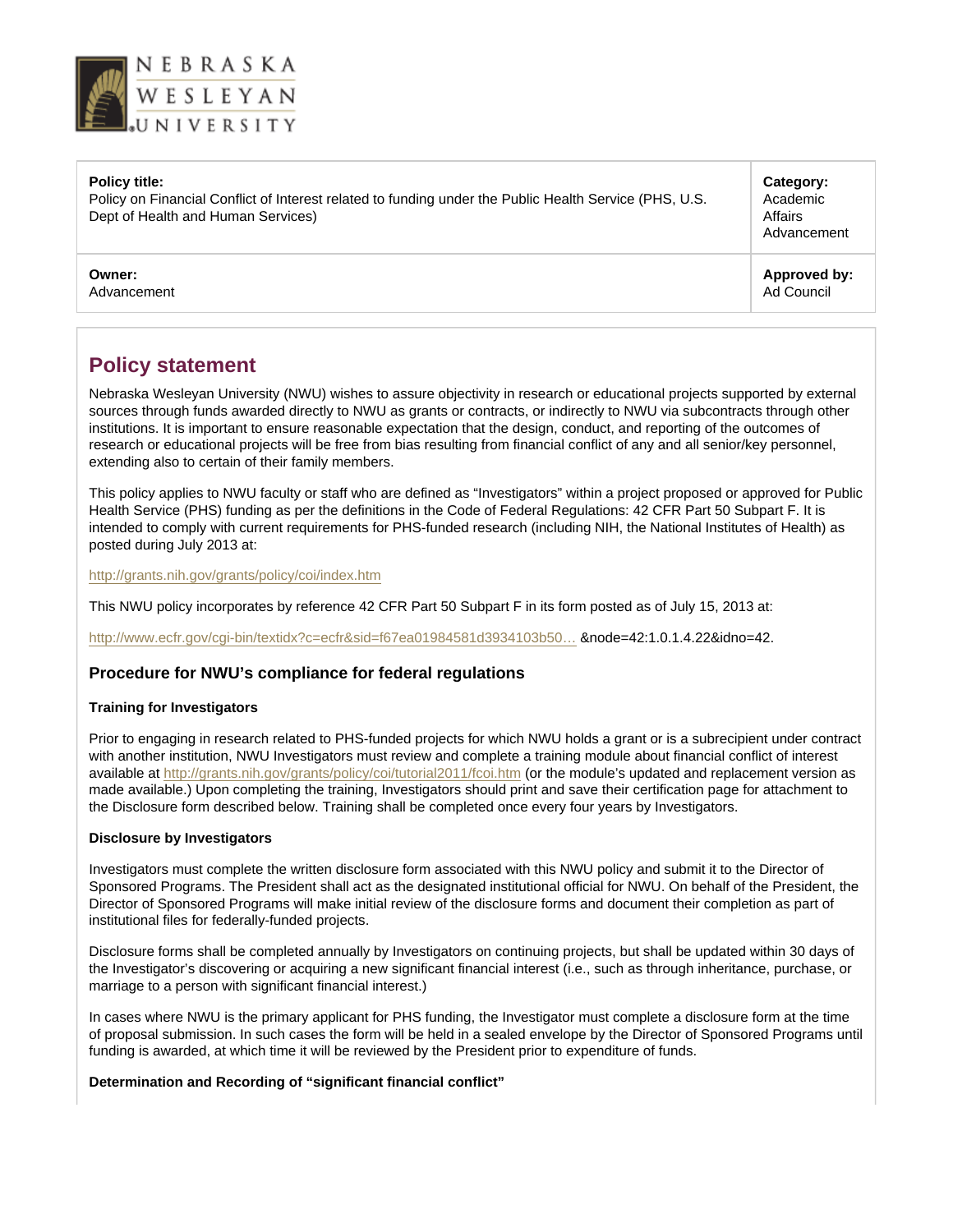NEBRASKA WESLEYAN UNIVERSITY

| **Policy title:** Policy on Financial Conflict of Interest related to funding under the Public Health Service (PHS, U.S. Dept of Health and Human Services) | **Category:** Academic Affairs Advancement |
|---|---|
| **Owner:** Advancement | **Approved by:** Ad Council |

## Policy statement

Nebraska Wesleyan University (NWU) wishes to assure objectivity in research or educational projects supported by external sources through funds awarded directly to NWU as grants or contracts, or indirectly to NWU via subcontracts through other institutions. It is important to ensure reasonable expectation that the design, conduct, and reporting of the outcomes of research or educational projects will be free from bias resulting from financial conflict of any and all senior/key personnel, extending also to certain of their family members.

This policy applies to NWU faculty or staff who are defined as "Investigators" within a project proposed or approved for Public Health Service (PHS) funding as per the definitions in the Code of Federal Regulations: 42 CFR Part 50 Subpart F. It is intended to comply with current requirements for PHS-funded research (including NIH, the National Institutes of Health) as posted during July 2013 at:

http://grants.nih.gov/grants/policy/coi/index.htm

This NWU policy incorporates by reference 42 CFR Part 50 Subpart F in its form posted as of July 15, 2013 at:

http://www.ecfr.gov/cgi-bin/textidx?c=ecfr&sid=f67ea01984581d3934103b50… &node=42:1.0.1.4.22&idno=42.

### Procedure for NWU's compliance for federal regulations

#### Training for Investigators

Prior to engaging in research related to PHS-funded projects for which NWU holds a grant or is a subrecipient under contract with another institution, NWU Investigators must review and complete a training module about financial conflict of interest available at http://grants.nih.gov/grants/policy/coi/tutorial2011/fcoi.htm (or the module's updated and replacement version as made available.) Upon completing the training, Investigators should print and save their certification page for attachment to the Disclosure form described below. Training shall be completed once every four years by Investigators.

#### Disclosure by Investigators

Investigators must complete the written disclosure form associated with this NWU policy and submit it to the Director of Sponsored Programs. The President shall act as the designated institutional official for NWU. On behalf of the President, the Director of Sponsored Programs will make initial review of the disclosure forms and document their completion as part of institutional files for federally-funded projects.

Disclosure forms shall be completed annually by Investigators on continuing projects, but shall be updated within 30 days of the Investigator's discovering or acquiring a new significant financial interest (i.e., such as through inheritance, purchase, or marriage to a person with significant financial interest.)

In cases where NWU is the primary applicant for PHS funding, the Investigator must complete a disclosure form at the time of proposal submission. In such cases the form will be held in a sealed envelope by the Director of Sponsored Programs until funding is awarded, at which time it will be reviewed by the President prior to expenditure of funds.

#### Determination and Recording of "significant financial conflict"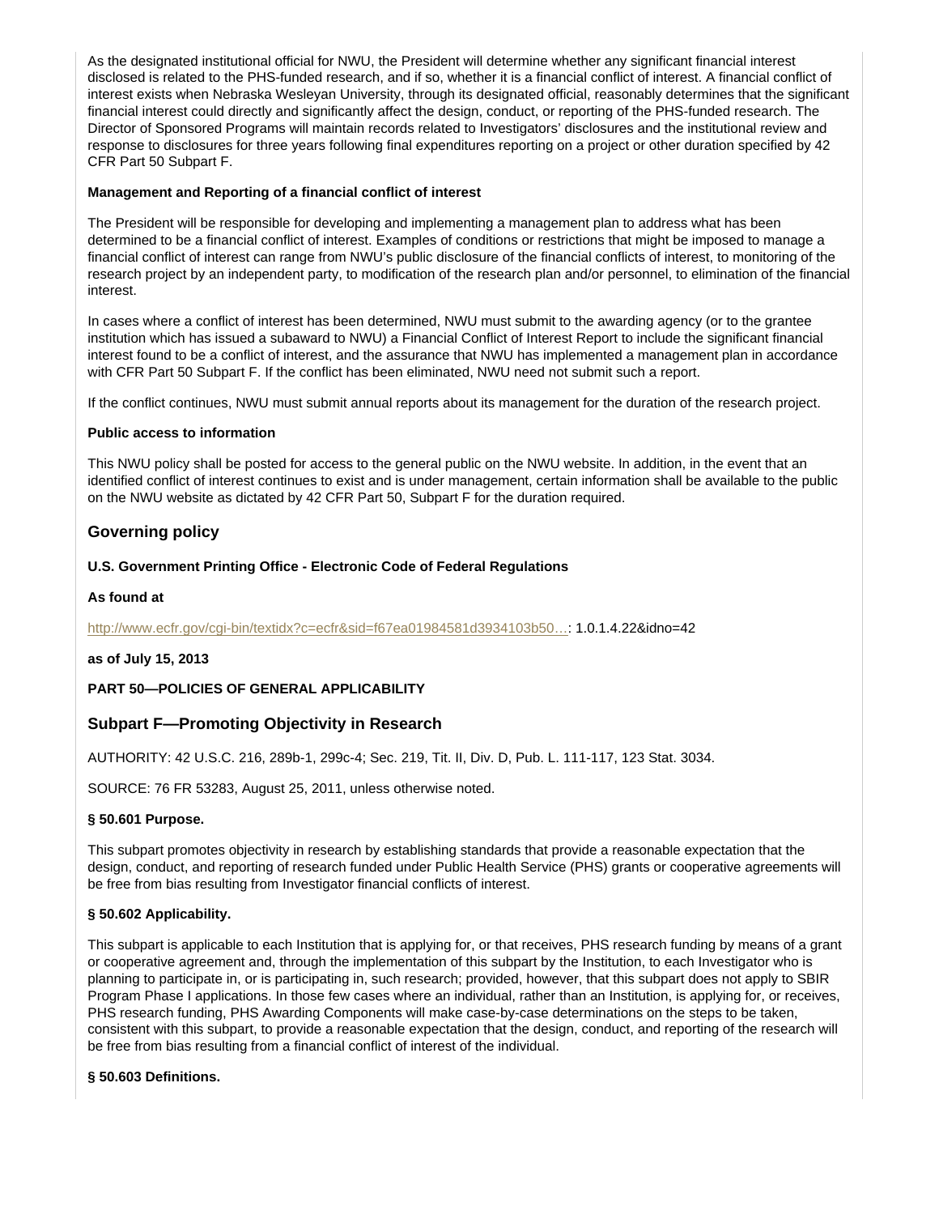As the designated institutional official for NWU, the President will determine whether any significant financial interest disclosed is related to the PHS-funded research, and if so, whether it is a financial conflict of interest. A financial conflict of interest exists when Nebraska Wesleyan University, through its designated official, reasonably determines that the significant financial interest could directly and significantly affect the design, conduct, or reporting of the PHS-funded research. The Director of Sponsored Programs will maintain records related to Investigators' disclosures and the institutional review and response to disclosures for three years following final expenditures reporting on a project or other duration specified by 42 CFR Part 50 Subpart F.

**Management and Reporting of a financial conflict of interest**

The President will be responsible for developing and implementing a management plan to address what has been determined to be a financial conflict of interest. Examples of conditions or restrictions that might be imposed to manage a financial conflict of interest can range from NWU's public disclosure of the financial conflicts of interest, to monitoring of the research project by an independent party, to modification of the research plan and/or personnel, to elimination of the financial interest.

In cases where a conflict of interest has been determined, NWU must submit to the awarding agency (or to the grantee institution which has issued a subaward to NWU) a Financial Conflict of Interest Report to include the significant financial interest found to be a conflict of interest, and the assurance that NWU has implemented a management plan in accordance with CFR Part 50 Subpart F. If the conflict has been eliminated, NWU need not submit such a report.

If the conflict continues, NWU must submit annual reports about its management for the duration of the research project.

**Public access to information**

This NWU policy shall be posted for access to the general public on the NWU website. In addition, in the event that an identified conflict of interest continues to exist and is under management, certain information shall be available to the public on the NWU website as dictated by 42 CFR Part 50, Subpart F for the duration required.

## Governing policy

**U.S. Government Printing Office - Electronic Code of Federal Regulations**

**As found at**

http://www.ecfr.gov/cgi-bin/textidx?c=ecfr&sid=f67ea01984581d3934103b50…: 1.0.1.4.22&idno=42

**as of July 15, 2013**

**PART 50—POLICIES OF GENERAL APPLICABILITY**

## Subpart F—Promoting Objectivity in Research

AUTHORITY: 42 U.S.C. 216, 289b-1, 299c-4; Sec. 219, Tit. II, Div. D, Pub. L. 111-117, 123 Stat. 3034.

SOURCE: 76 FR 53283, August 25, 2011, unless otherwise noted.

**§ 50.601 Purpose.**

This subpart promotes objectivity in research by establishing standards that provide a reasonable expectation that the design, conduct, and reporting of research funded under Public Health Service (PHS) grants or cooperative agreements will be free from bias resulting from Investigator financial conflicts of interest.

**§ 50.602 Applicability.**

This subpart is applicable to each Institution that is applying for, or that receives, PHS research funding by means of a grant or cooperative agreement and, through the implementation of this subpart by the Institution, to each Investigator who is planning to participate in, or is participating in, such research; provided, however, that this subpart does not apply to SBIR Program Phase I applications. In those few cases where an individual, rather than an Institution, is applying for, or receives, PHS research funding, PHS Awarding Components will make case-by-case determinations on the steps to be taken, consistent with this subpart, to provide a reasonable expectation that the design, conduct, and reporting of the research will be free from bias resulting from a financial conflict of interest of the individual.

**§ 50.603 Definitions.**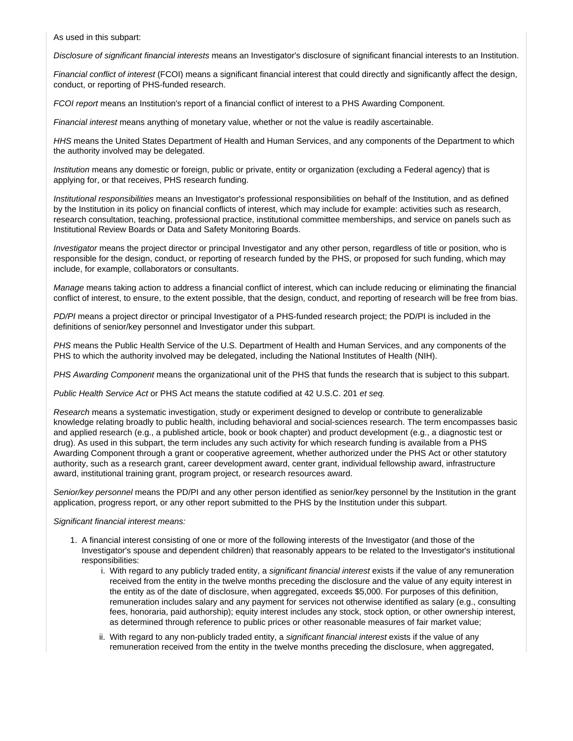As used in this subpart:

*Disclosure of significant financial interests* means an Investigator's disclosure of significant financial interests to an Institution.

*Financial conflict of interest* (FCOI) means a significant financial interest that could directly and significantly affect the design, conduct, or reporting of PHS-funded research.

*FCOI report* means an Institution's report of a financial conflict of interest to a PHS Awarding Component.

*Financial interest* means anything of monetary value, whether or not the value is readily ascertainable.

*HHS* means the United States Department of Health and Human Services, and any components of the Department to which the authority involved may be delegated.

*Institution* means any domestic or foreign, public or private, entity or organization (excluding a Federal agency) that is applying for, or that receives, PHS research funding.

*Institutional responsibilities* means an Investigator's professional responsibilities on behalf of the Institution, and as defined by the Institution in its policy on financial conflicts of interest, which may include for example: activities such as research, research consultation, teaching, professional practice, institutional committee memberships, and service on panels such as Institutional Review Boards or Data and Safety Monitoring Boards.

*Investigator* means the project director or principal Investigator and any other person, regardless of title or position, who is responsible for the design, conduct, or reporting of research funded by the PHS, or proposed for such funding, which may include, for example, collaborators or consultants.

*Manage* means taking action to address a financial conflict of interest, which can include reducing or eliminating the financial conflict of interest, to ensure, to the extent possible, that the design, conduct, and reporting of research will be free from bias.

*PD/PI* means a project director or principal Investigator of a PHS-funded research project; the PD/PI is included in the definitions of senior/key personnel and Investigator under this subpart.

*PHS* means the Public Health Service of the U.S. Department of Health and Human Services, and any components of the PHS to which the authority involved may be delegated, including the National Institutes of Health (NIH).

*PHS Awarding Component* means the organizational unit of the PHS that funds the research that is subject to this subpart.

*Public Health Service Act* or PHS Act means the statute codified at 42 U.S.C. 201 *et seq.*

*Research* means a systematic investigation, study or experiment designed to develop or contribute to generalizable knowledge relating broadly to public health, including behavioral and social-sciences research. The term encompasses basic and applied research (e.g., a published article, book or book chapter) and product development (e.g., a diagnostic test or drug). As used in this subpart, the term includes any such activity for which research funding is available from a PHS Awarding Component through a grant or cooperative agreement, whether authorized under the PHS Act or other statutory authority, such as a research grant, career development award, center grant, individual fellowship award, infrastructure award, institutional training grant, program project, or research resources award.

*Senior/key personnel* means the PD/PI and any other person identified as senior/key personnel by the Institution in the grant application, progress report, or any other report submitted to the PHS by the Institution under this subpart.

*Significant financial interest means:*

1. A financial interest consisting of one or more of the following interests of the Investigator (and those of the Investigator's spouse and dependent children) that reasonably appears to be related to the Investigator's institutional responsibilities:
    i. With regard to any publicly traded entity, a *significant financial interest* exists if the value of any remuneration received from the entity in the twelve months preceding the disclosure and the value of any equity interest in the entity as of the date of disclosure, when aggregated, exceeds $5,000. For purposes of this definition, remuneration includes salary and any payment for services not otherwise identified as salary (e.g., consulting fees, honoraria, paid authorship); equity interest includes any stock, stock option, or other ownership interest, as determined through reference to public prices or other reasonable measures of fair market value;

    ii. With regard to any non-publicly traded entity, a *significant financial interest* exists if the value of any remuneration received from the entity in the twelve months preceding the disclosure, when aggregated,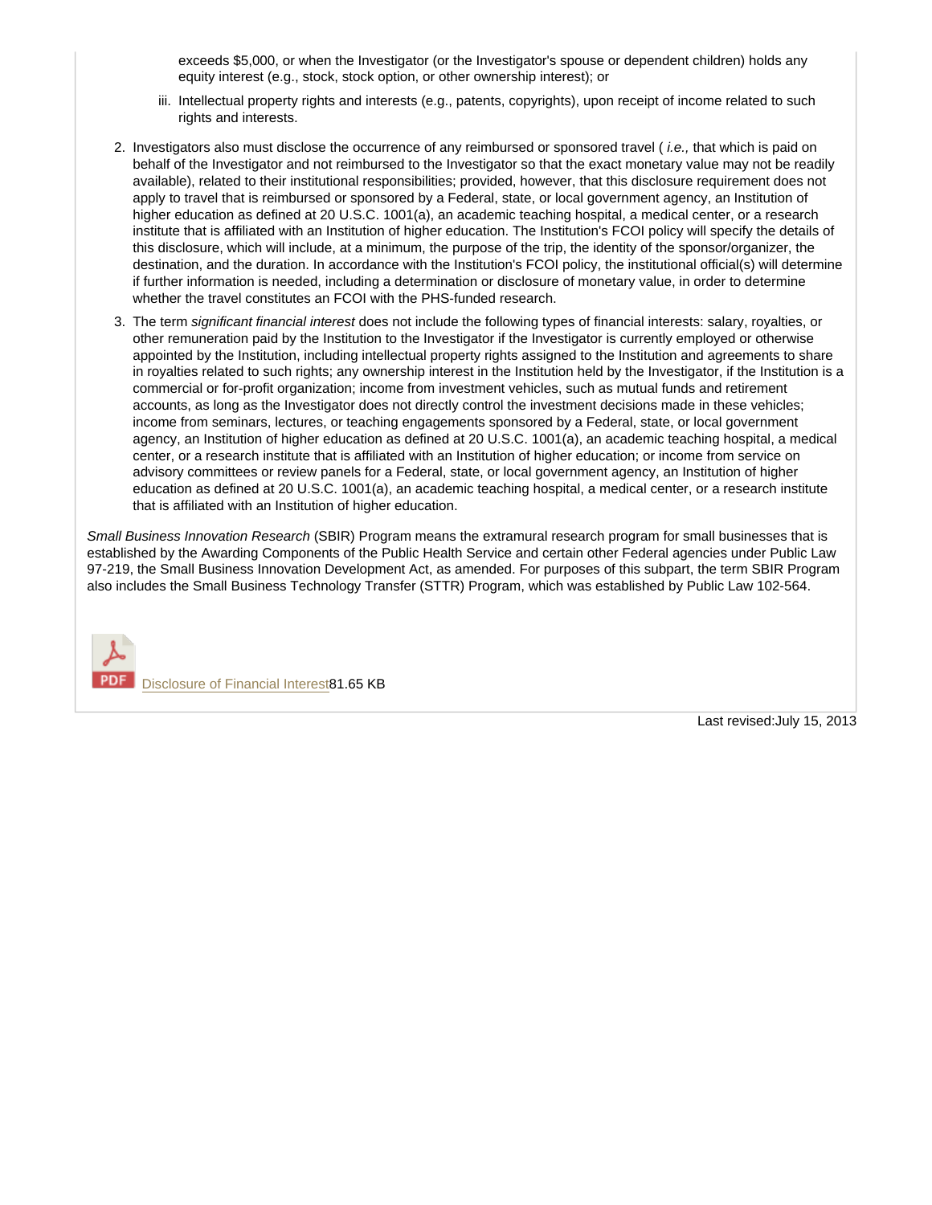exceeds $5,000, or when the Investigator (or the Investigator's spouse or dependent children) holds any equity interest (e.g., stock, stock option, or other ownership interest); or

iii. Intellectual property rights and interests (e.g., patents, copyrights), upon receipt of income related to such rights and interests.

2. Investigators also must disclose the occurrence of any reimbursed or sponsored travel ( *i.e.,* that which is paid on behalf of the Investigator and not reimbursed to the Investigator so that the exact monetary value may not be readily available), related to their institutional responsibilities; provided, however, that this disclosure requirement does not apply to travel that is reimbursed or sponsored by a Federal, state, or local government agency, an Institution of higher education as defined at 20 U.S.C. 1001(a), an academic teaching hospital, a medical center, or a research institute that is affiliated with an Institution of higher education. The Institution's FCOI policy will specify the details of this disclosure, which will include, at a minimum, the purpose of the trip, the identity of the sponsor/organizer, the destination, and the duration. In accordance with the Institution's FCOI policy, the institutional official(s) will determine if further information is needed, including a determination or disclosure of monetary value, in order to determine whether the travel constitutes an FCOI with the PHS-funded research.
3. The term *significant financial interest* does not include the following types of financial interests: salary, royalties, or other remuneration paid by the Institution to the Investigator if the Investigator is currently employed or otherwise appointed by the Institution, including intellectual property rights assigned to the Institution and agreements to share in royalties related to such rights; any ownership interest in the Institution held by the Investigator, if the Institution is a commercial or for-profit organization; income from investment vehicles, such as mutual funds and retirement accounts, as long as the Investigator does not directly control the investment decisions made in these vehicles; income from seminars, lectures, or teaching engagements sponsored by a Federal, state, or local government agency, an Institution of higher education as defined at 20 U.S.C. 1001(a), an academic teaching hospital, a medical center, or a research institute that is affiliated with an Institution of higher education; or income from service on advisory committees or review panels for a Federal, state, or local government agency, an Institution of higher education as defined at 20 U.S.C. 1001(a), an academic teaching hospital, a medical center, or a research institute that is affiliated with an Institution of higher education.

*Small Business Innovation Research* (SBIR) Program means the extramural research program for small businesses that is established by the Awarding Components of the Public Health Service and certain other Federal agencies under Public Law 97-219, the Small Business Innovation Development Act, as amended. For purposes of this subpart, the term SBIR Program also includes the Small Business Technology Transfer (STTR) Program, which was established by Public Law 102-564.

PDF Disclosure of Financial Interest81.65 KB

Last revised:July 15, 2013